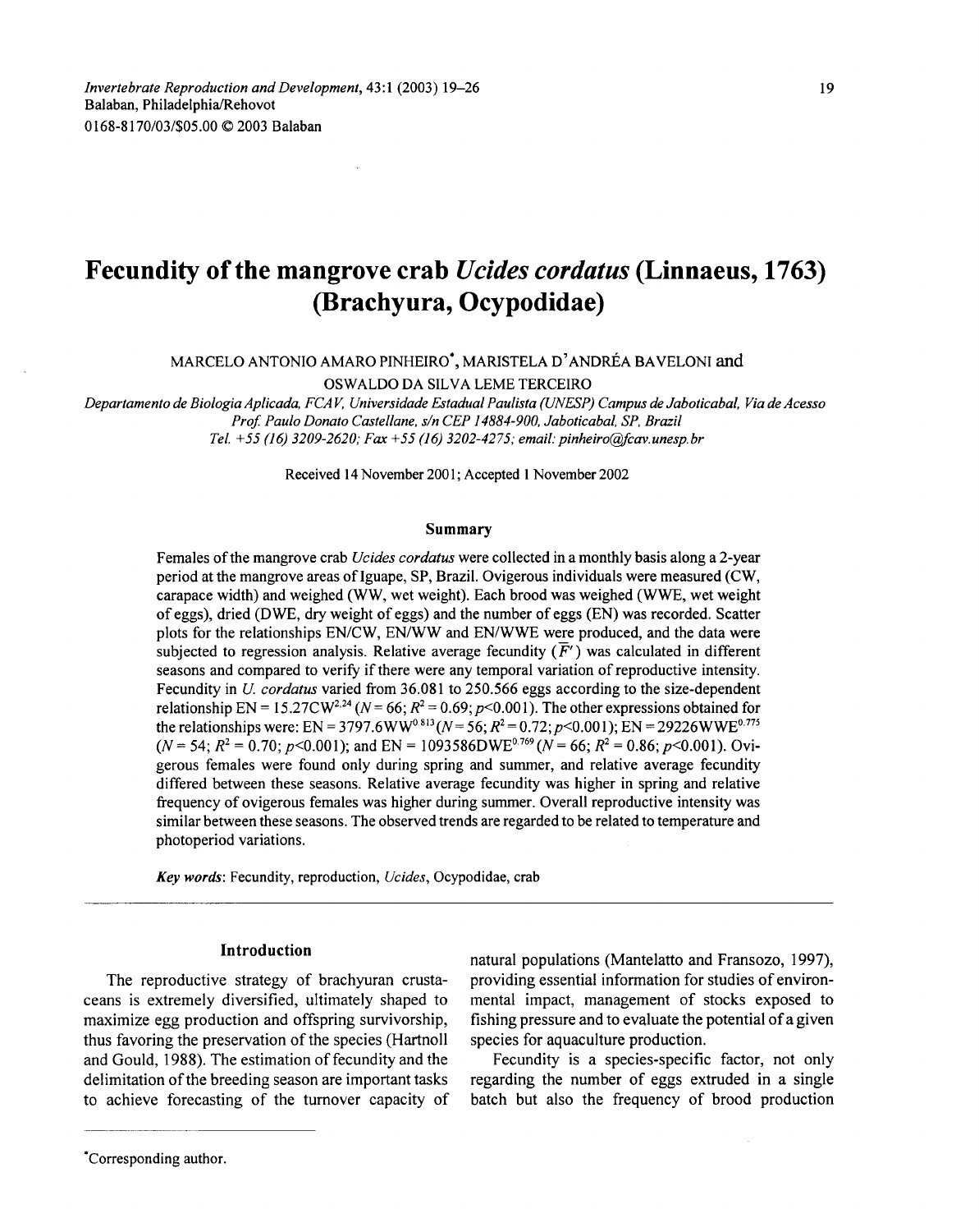# Fecundity of the mangrove crab *Ucides cordatus* (Linnaeus, 1763) (Brachyura, Ocypodidae)

MARCELO ANTONIO AMARO PINHEIRO*, MARISTELA D'ANDRÉA BAVELONI and OSWALDO DA SILVA LEME TERCEIRO

*Departamento de Biologia Aplicada, FCAV, Universidade Estadual Paulista (UNESP) Campus de Jaboticabal, Via de Acesso Prof. Paulo Donato Castellane, s/n CEP 14884-900, Jaboticabal, SP, Brazil*
*Tel. +55 (16) 3209-2620; Fax +55 (16) 3202-4275; email: pinheiro@fcav.unesp.br*

Received 14 November 2001; Accepted 1 November 2002

## Summary

Females of the mangrove crab *Ucides cordatus* were collected in a monthly basis along a 2-year period at the mangrove areas of Iguape, SP, Brazil. Ovigerous individuals were measured (CW, carapace width) and weighed (WW, wet weight). Each brood was weighed (WWE, wet weight of eggs), dried (DWE, dry weight of eggs) and the number of eggs (EN) was recorded. Scatter plots for the relationships EN/CW, EN/WW and EN/WWE were produced, and the data were subjected to regression analysis. Relative average fecundity ($\bar{F}'$) was calculated in different seasons and compared to verify if there were any temporal variation of reproductive intensity. Fecundity in *U. cordatus* varied from 36.081 to 250.566 eggs according to the size-dependent relationship $EN = 15.27CW^{2.24}$ ($N = 66$; $R^2 = 0.69$; $p<0.001$). The other expressions obtained for the relationships were: $EN = 3797.6WW^{0.813}$ ($N = 56$; $R^2 = 0.72$; $p<0.001$); $EN = 29226WWE^{0.775}$ ($N = 54$; $R^2 = 0.70$; $p<0.001$); and $EN = 1093586DWE^{0.769}$ ($N = 66$; $R^2 = 0.86$; $p<0.001$). Ovigerous females were found only during spring and summer, and relative average fecundity differed between these seasons. Relative average fecundity was higher in spring and relative frequency of ovigerous females was higher during summer. Overall reproductive intensity was similar between these seasons. The observed trends are regarded to be related to temperature and photoperiod variations.

***Key words***: Fecundity, reproduction, *Ucides*, Ocypodidae, crab

## Introduction

The reproductive strategy of brachyuran crustaceans is extremely diversified, ultimately shaped to maximize egg production and offspring survivorship, thus favoring the preservation of the species (Hartnoll and Gould, 1988). The estimation of fecundity and the delimitation of the breeding season are important tasks to achieve forecasting of the turnover capacity of natural populations (Mantelatto and Fransozo, 1997), providing essential information for studies of environmental impact, management of stocks exposed to fishing pressure and to evaluate the potential of a given species for aquaculture production.

Fecundity is a species-specific factor, not only regarding the number of eggs extruded in a single batch but also the frequency of brood production

*Corresponding author.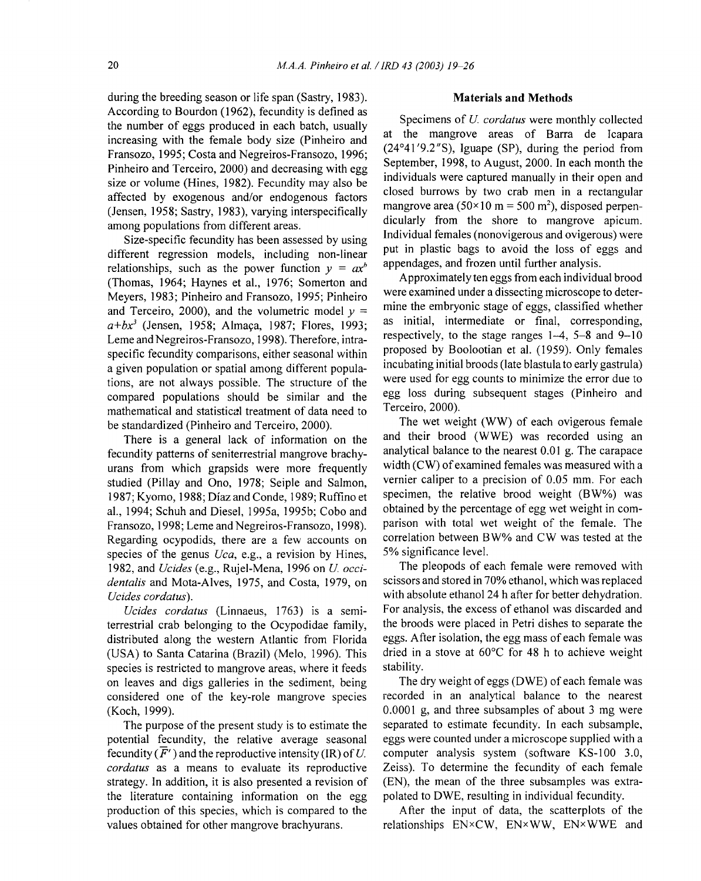during the breeding season or life span (Sastry, 1983). According to Bourdon (1962), fecundity is defined as the number of eggs produced in each batch, usually increasing with the female body size (Pinheiro and Fransozo, 1995; Costa and Negreiros-Fransozo, 1996; Pinheiro and Terceiro, 2000) and decreasing with egg size or volume (Hines, 1982). Fecundity may also be affected by exogenous and/or endogenous factors (Jensen, 1958; Sastry, 1983), varying interspecifically among populations from different areas.

Size-specific fecundity has been assessed by using different regression models, including non-linear relationships, such as the power function $y = ax^b$ (Thomas, 1964; Haynes et al., 1976; Somerton and Meyers, 1983; Pinheiro and Fransozo, 1995; Pinheiro and Terceiro, 2000), and the volumetric model $y = a+bx^3$ (Jensen, 1958; Almaça, 1987; Flores, 1993; Leme and Negreiros-Fransozo, 1998). Therefore, intraspecific fecundity comparisons, either seasonal within a given population or spatial among different populations, are not always possible. The structure of the compared populations should be similar and the mathematical and statistical treatment of data need to be standardized (Pinheiro and Terceiro, 2000).

There is a general lack of information on the fecundity patterns of seniterrestrial mangrove brachyurans from which grapsids were more frequently studied (Pillay and Ono, 1978; Seiple and Salmon, 1987; Kyomo, 1988; Díaz and Conde, 1989; Ruffino et al., 1994; Schuh and Diesel, 1995a, 1995b; Cobo and Fransozo, 1998; Leme and Negreiros-Fransozo, 1998). Regarding ocypodids, there are a few accounts on species of the genus *Uca*, e.g., a revision by Hines, 1982, and *Ucides* (e.g., Rujel-Mena, 1996 on *U. occidentalis* and Mota-Alves, 1975, and Costa, 1979, on *Ucides cordatus*).

*Ucides cordatus* (Linnaeus, 1763) is a semi-terrestrial crab belonging to the Ocypodidae family, distributed along the western Atlantic from Florida (USA) to Santa Catarina (Brazil) (Melo, 1996). This species is restricted to mangrove areas, where it feeds on leaves and digs galleries in the sediment, being considered one of the key-role mangrove species (Koch, 1999).

The purpose of the present study is to estimate the potential fecundity, the relative average seasonal fecundity ($\bar{F}'$) and the reproductive intensity (IR) of *U. cordatus* as a means to evaluate its reproductive strategy. In addition, it is also presented a revision of the literature containing information on the egg production of this species, which is compared to the values obtained for other mangrove brachyurans.

## Materials and Methods

Specimens of *U. cordatus* were monthly collected at the mangrove areas of Barra de Icapara (24°41′9.2″S), Iguape (SP), during the period from September, 1998, to August, 2000. In each month the individuals were captured manually in their open and closed burrows by two crab men in a rectangular mangrove area ($50 \times 10$ m = 500 m$^2$), disposed perpendicularly from the shore to mangrove apicum. Individual females (nonovigerous and ovigerous) were put in plastic bags to avoid the loss of eggs and appendages, and frozen until further analysis.

Approximately ten eggs from each individual brood were examined under a dissecting microscope to determine the embryonic stage of eggs, classified whether as initial, intermediate or final, corresponding, respectively, to the stage ranges 1–4, 5–8 and 9–10 proposed by Boolootian et al. (1959). Only females incubating initial broods (late blastula to early gastrula) were used for egg counts to minimize the error due to egg loss during subsequent stages (Pinheiro and Terceiro, 2000).

The wet weight (WW) of each ovigerous female and their brood (WWE) was recorded using an analytical balance to the nearest 0.01 g. The carapace width (CW) of examined females was measured with a vernier caliper to a precision of 0.05 mm. For each specimen, the relative brood weight (BW%) was obtained by the percentage of egg wet weight in comparison with total wet weight of the female. The correlation between BW% and CW was tested at the 5% significance level.

The pleopods of each female were removed with scissors and stored in 70% ethanol, which was replaced with absolute ethanol 24 h after for better dehydration. For analysis, the excess of ethanol was discarded and the broods were placed in Petri dishes to separate the eggs. After isolation, the egg mass of each female was dried in a stove at 60°C for 48 h to achieve weight stability.

The dry weight of eggs (DWE) of each female was recorded in an analytical balance to the nearest 0.0001 g, and three subsamples of about 3 mg were separated to estimate fecundity. In each subsample, eggs were counted under a microscope supplied with a computer analysis system (software KS-100 3.0, Zeiss). To determine the fecundity of each female (EN), the mean of the three subsamples was extrapolated to DWE, resulting in individual fecundity.

After the input of data, the scatterplots of the relationships EN×CW, EN×WW, EN×WWE and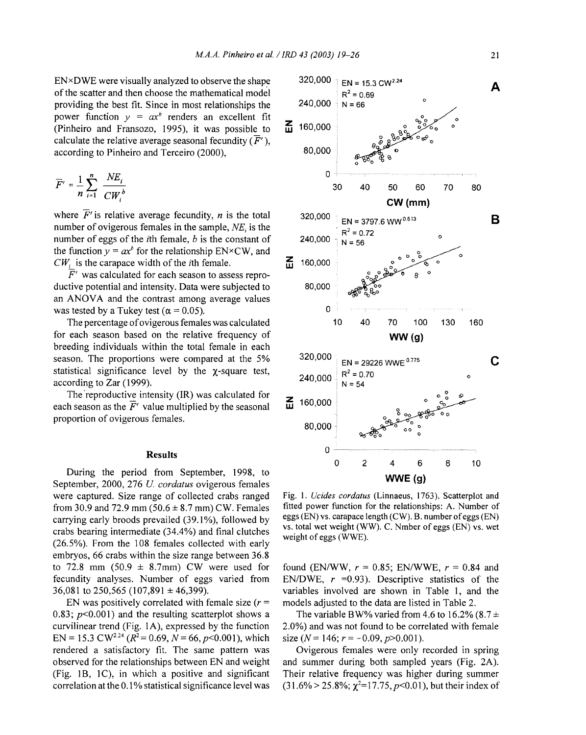EN×DWE were visually analyzed to observe the shape of the scatter and then choose the mathematical model providing the best fit. Since in most relationships the power function $y = ax^b$ renders an excellent fit (Pinheiro and Fransozo, 1995), it was possible to calculate the relative average seasonal fecundity ($\bar{F}'$), according to Pinheiro and Terceiro (2000),

$$\bar{F}' = \frac{1}{n}\sum_{i=1}^{n}\frac{NE_i}{CW_i^{\,b}}$$

where $\bar{F}'$ is relative average fecundity, $n$ is the total number of ovigerous females in the sample, $NE_i$ is the number of eggs of the $i$th female, $b$ is the constant of the function $y = ax^b$ for the relationship EN×CW, and $CW_i$ is the carapace width of the $i$th female.

$\bar{F}'$ was calculated for each season to assess reproductive potential and intensity. Data were subjected to an ANOVA and the contrast among average values was tested by a Tukey test ($\alpha = 0.05$).

The percentage of ovigerous females was calculated for each season based on the relative frequency of breeding individuals within the total female in each season. The proportions were compared at the 5% statistical significance level by the $\chi$-square test, according to Zar (1999).

The reproductive intensity (IR) was calculated for each season as the $\bar{F}'$ value multiplied by the seasonal proportion of ovigerous females.

## Results

During the period from September, 1998, to September, 2000, 276 *U. cordatus* ovigerous females were captured. Size range of collected crabs ranged from 30.9 and 72.9 mm (50.6 ± 8.7 mm) CW. Females carrying early broods prevailed (39.1%), followed by crabs bearing intermediate (34.4%) and final clutches (26.5%). From the 108 females collected with early embryos, 66 crabs within the size range between 36.8 to 72.8 mm (50.9 ± 8.7mm) CW were used for fecundity analyses. Number of eggs varied from 36,081 to 250,565 (107,891 ± 46,399).

EN was positively correlated with female size ($r = 0.83$; $p<0.001$) and the resulting scatterplot shows a curvilinear trend (Fig. 1A), expressed by the function $EN = 15.3\,CW^{2.24}$ ($R^2 = 0.69$, $N = 66$, $p<0.001$), which rendered a satisfactory fit. The same pattern was observed for the relationships between EN and weight (Fig. 1B, 1C), in which a positive and significant correlation at the 0.1% statistical significance level was found (EN/WW, $r = 0.85$; EN/WWE, $r = 0.84$ and EN/DWE, $r = 0.93$). Descriptive statistics of the variables involved are shown in Table 1, and the models adjusted to the data are listed in Table 2.

Fig. 1. *Ucides cordatus* (Linnaeus, 1763). Scatterplot and fitted power function for the relationships: A. Number of eggs (EN) vs. carapace length (CW). B. number of eggs (EN) vs. total wet weight (WW). C. Nmber of eggs (EN) vs. wet weight of eggs (WWE).

The variable BW% varied from 4.6 to 16.2% (8.7 ± 2.0%) and was not found to be correlated with female size ($N = 146$; $r = -0.09$, $p>0.001$).

Ovigerous females were only recorded in spring and summer during both sampled years (Fig. 2A). Their relative frequency was higher during summer (31.6% > 25.8%; $\chi^2 = 17.75$, $p<0.01$), but their index of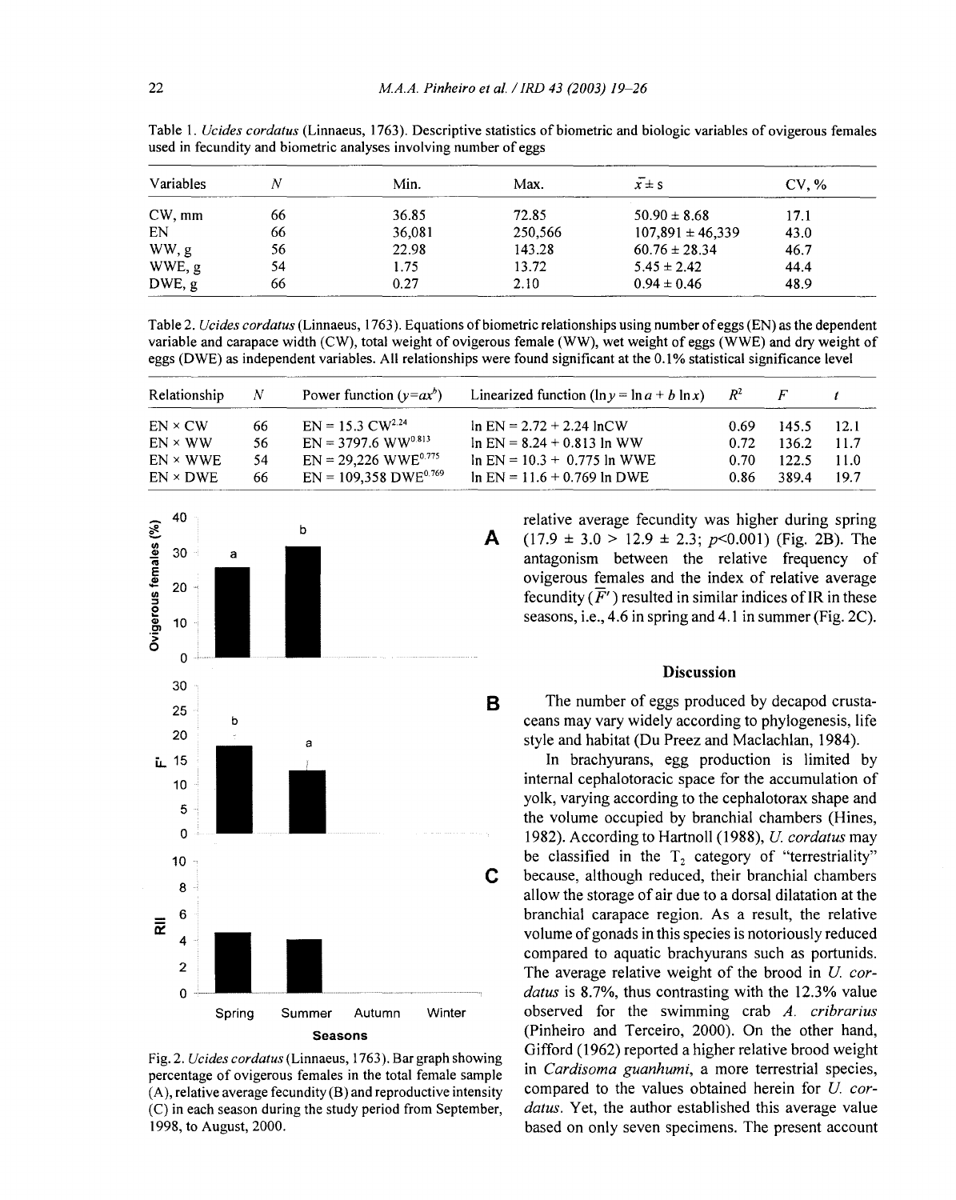Table 1. *Ucides cordatus* (Linnaeus, 1763). Descriptive statistics of biometric and biologic variables of ovigerous females used in fecundity and biometric analyses involving number of eggs

| Variables | $N$ | Min. | Max. | $\bar{x} \pm s$ | CV, % |
|---|---|---|---|---|---|
| CW, mm | 66 | 36.85 | 72.85 | 50.90 ± 8.68 | 17.1 |
| EN | 66 | 36,081 | 250,566 | 107,891 ± 46,339 | 43.0 |
| WW, g | 56 | 22.98 | 143.28 | 60.76 ± 28.34 | 46.7 |
| WWE, g | 54 | 1.75 | 13.72 | 5.45 ± 2.42 | 44.4 |
| DWE, g | 66 | 0.27 | 2.10 | 0.94 ± 0.46 | 48.9 |

Table 2. *Ucides cordatus* (Linnaeus, 1763). Equations of biometric relationships using number of eggs (EN) as the dependent variable and carapace width (CW), total weight of ovigerous female (WW), wet weight of eggs (WWE) and dry weight of eggs (DWE) as independent variables. All relationships were found significant at the 0.1% statistical significance level

| Relationship | $N$ | Power function ($y = ax^b$) | Linearized function ($\ln y = \ln a + b \ln x$) | $R^2$ | $F$ | $t$ |
|---|---|---|---|---|---|---|
| EN × CW | 66 | $EN = 15.3\ CW^{2.24}$ | $\ln EN = 2.72 + 2.24 \ln CW$ | 0.69 | 145.5 | 12.1 |
| EN × WW | 56 | $EN = 3797.6\ WW^{0.813}$ | $\ln EN = 8.24 + 0.813 \ln WW$ | 0.72 | 136.2 | 11.7 |
| EN × WWE | 54 | $EN = 29{,}226\ WWE^{0.775}$ | $\ln EN = 10.3 + 0.775 \ln WWE$ | 0.70 | 122.5 | 11.0 |
| EN × DWE | 66 | $EN = 109{,}358\ DWE^{0.769}$ | $\ln EN = 11.6 + 0.769 \ln DWE$ | 0.86 | 389.4 | 19.7 |

Fig. 2. *Ucides cordatus* (Linnaeus, 1763). Bar graph showing percentage of ovigerous females in the total female sample (A), relative average fecundity (B) and reproductive intensity (C) in each season during the study period from September, 1998, to August, 2000.

relative average fecundity was higher during spring ($17.9 \pm 3.0 > 12.9 \pm 2.3$; $p<0.001$) (Fig. 2B). The antagonism between the relative frequency of ovigerous females and the index of relative average fecundity ($\overline{F'}$) resulted in similar indices of IR in these seasons, i.e., 4.6 in spring and 4.1 in summer (Fig. 2C).

## Discussion

The number of eggs produced by decapod crustaceans may vary widely according to phylogenesis, life style and habitat (Du Preez and Maclachlan, 1984).

In brachyurans, egg production is limited by internal cephalotoracic space for the accumulation of yolk, varying according to the cephalotorax shape and the volume occupied by branchial chambers (Hines, 1982). According to Hartnoll (1988), *U. cordatus* may be classified in the $T_2$ category of "terrestriality" because, although reduced, their branchial chambers allow the storage of air due to a dorsal dilatation at the branchial carapace region. As a result, the relative volume of gonads in this species is notoriously reduced compared to aquatic brachyurans such as portunids. The average relative weight of the brood in *U. cordatus* is 8.7%, thus contrasting with the 12.3% value observed for the swimming crab *A. cribrarius* (Pinheiro and Terceiro, 2000). On the other hand, Gifford (1962) reported a higher relative brood weight in *Cardisoma guanhumi*, a more terrestrial species, compared to the values obtained herein for *U. cordatus*. Yet, the author established this average value based on only seven specimens. The present account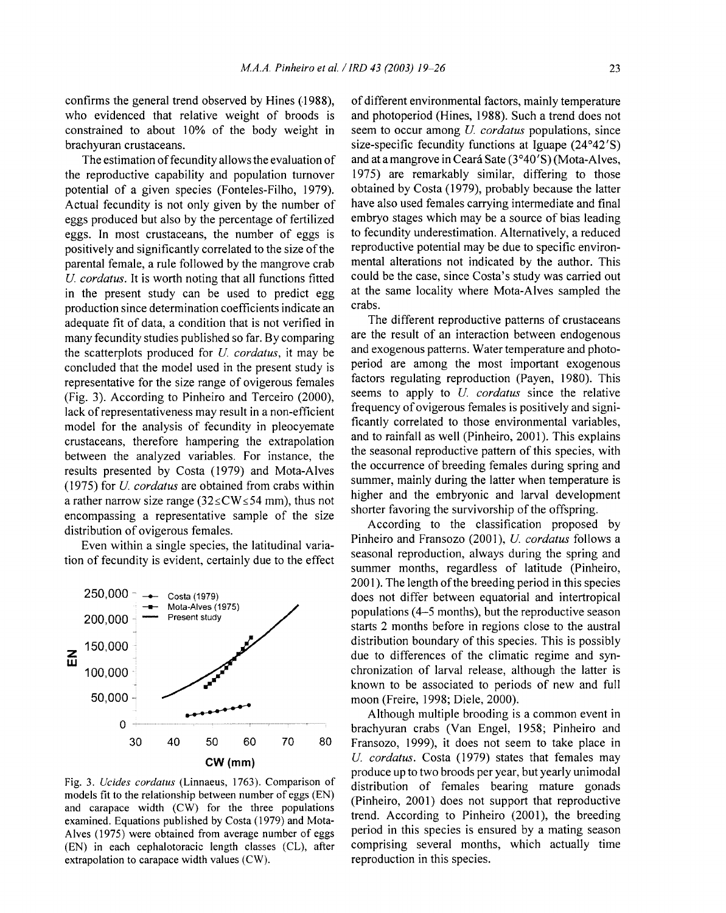confirms the general trend observed by Hines (1988), who evidenced that relative weight of broods is constrained to about 10% of the body weight in brachyuran crustaceans.

The estimation of fecundity allows the evaluation of the reproductive capability and population turnover potential of a given species (Fonteles-Filho, 1979). Actual fecundity is not only given by the number of eggs produced but also by the percentage of fertilized eggs. In most crustaceans, the number of eggs is positively and significantly correlated to the size of the parental female, a rule followed by the mangrove crab *U. cordatus*. It is worth noting that all functions fitted in the present study can be used to predict egg production since determination coefficients indicate an adequate fit of data, a condition that is not verified in many fecundity studies published so far. By comparing the scatterplots produced for *U. cordatus*, it may be concluded that the model used in the present study is representative for the size range of ovigerous females (Fig. 3). According to Pinheiro and Terceiro (2000), lack of representativeness may result in a non-efficient model for the analysis of fecundity in pleocyemate crustaceans, therefore hampering the extrapolation between the analyzed variables. For instance, the results presented by Costa (1979) and Mota-Alves (1975) for *U. cordatus* are obtained from crabs within a rather narrow size range ($32 \leq CW \leq 54$ mm), thus not encompassing a representative sample of the size distribution of ovigerous females.

Even within a single species, the latitudinal variation of fecundity is evident, certainly due to the effect

Fig. 3. *Ucides cordatus* (Linnaeus, 1763). Comparison of models fit to the relationship between number of eggs (EN) and carapace width (CW) for the three populations examined. Equations published by Costa (1979) and Mota-Alves (1975) were obtained from average number of eggs (EN) in each cephalotoracic length classes (CL), after extrapolation to carapace width values (CW).

of different environmental factors, mainly temperature and photoperiod (Hines, 1988). Such a trend does not seem to occur among *U. cordatus* populations, since size-specific fecundity functions at Iguape (24°42′S) and at a mangrove in Ceará Sate (3°40′S) (Mota-Alves, 1975) are remarkably similar, differing to those obtained by Costa (1979), probably because the latter have also used females carrying intermediate and final embryo stages which may be a source of bias leading to fecundity underestimation. Alternatively, a reduced reproductive potential may be due to specific environmental alterations not indicated by the author. This could be the case, since Costa's study was carried out at the same locality where Mota-Alves sampled the crabs.

The different reproductive patterns of crustaceans are the result of an interaction between endogenous and exogenous patterns. Water temperature and photoperiod are among the most important exogenous factors regulating reproduction (Payen, 1980). This seems to apply to *U. cordatus* since the relative frequency of ovigerous females is positively and significantly correlated to those environmental variables, and to rainfall as well (Pinheiro, 2001). This explains the seasonal reproductive pattern of this species, with the occurrence of breeding females during spring and summer, mainly during the latter when temperature is higher and the embryonic and larval development shorter favoring the survivorship of the offspring.

According to the classification proposed by Pinheiro and Fransozo (2001), *U. cordatus* follows a seasonal reproduction, always during the spring and summer months, regardless of latitude (Pinheiro, 2001). The length of the breeding period in this species does not differ between equatorial and intertropical populations (4–5 months), but the reproductive season starts 2 months before in regions close to the austral distribution boundary of this species. This is possibly due to differences of the climatic regime and synchronization of larval release, although the latter is known to be associated to periods of new and full moon (Freire, 1998; Diele, 2000).

Although multiple brooding is a common event in brachyuran crabs (Van Engel, 1958; Pinheiro and Fransozo, 1999), it does not seem to take place in *U. cordatus*. Costa (1979) states that females may produce up to two broods per year, but yearly unimodal distribution of females bearing mature gonads (Pinheiro, 2001) does not support that reproductive trend. According to Pinheiro (2001), the breeding period in this species is ensured by a mating season comprising several months, which actually time reproduction in this species.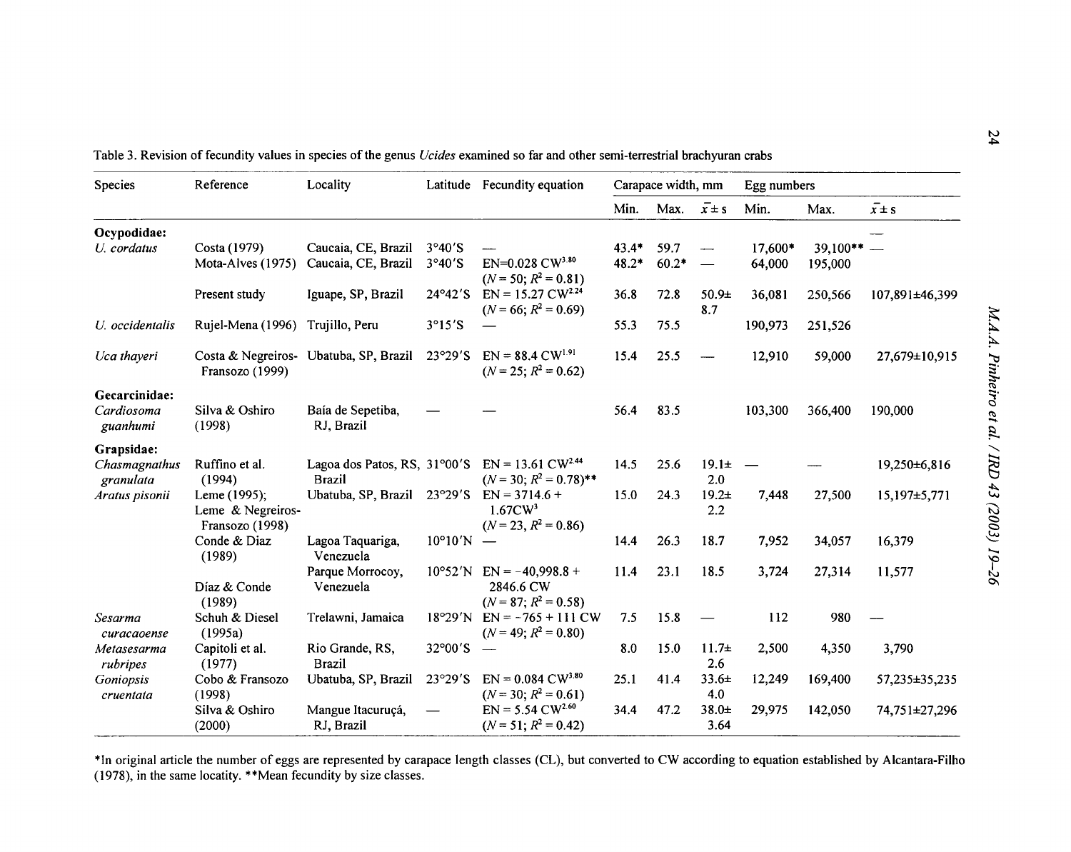Table 3. Revision of fecundity values in species of the genus *Ucides* examined so far and other semi-terrestrial brachyuran crabs

| Species | Reference | Locality | Latitude | Fecundity equation | Carapace width, mm | | | Egg numbers | | |
|---|---|---|---|---|---|---|---|---|---|---|
| | | | | | Min. | Max. | $\bar{x} \pm s$ | Min. | Max. | $\bar{x} \pm s$ |
| **Ocypodidae:** | | | | | | | | | | — |
| *U. cordatus* | Costa (1979) | Caucaia, CE, Brazil | 3°40′S | — | 43.4* | 59.7 | — | 17,600* | 39,100** | — |
| | Mota-Alves (1975) | Caucaia, CE, Brazil | 3°40′S | $EN = 0.028\ CW^{3.80}$ ($N = 50$; $R^2 = 0.81$) | 48.2* | 60.2* | — | 64,000 | 195,000 | |
| | Present study | Iguape, SP, Brazil | 24°42′S | $EN = 15.27\ CW^{2.24}$ ($N = 66$; $R^2 = 0.69$) | 36.8 | 72.8 | 50.9± 8.7 | 36,081 | 250,566 | 107,891±46,399 |
| *U. occidentalis* | Rujel-Mena (1996) | Trujillo, Peru | 3°15′S | — | 55.3 | 75.5 | | 190,973 | 251,526 | |
| *Uca thayeri* | Costa & Negreiros-Fransozo (1999) | Ubatuba, SP, Brazil | 23°29′S | $EN = 88.4\ CW^{1.91}$ ($N = 25$; $R^2 = 0.62$) | 15.4 | 25.5 | — | 12,910 | 59,000 | 27,679±10,915 |
| **Gecarcinidae:** | | | | | | | | | | |
| *Cardiosoma guanhumi* | Silva & Oshiro (1998) | Baía de Sepetiba, RJ, Brazil | — | — | 56.4 | 83.5 | | 103,300 | 366,400 | 190,000 |
| **Grapsidae:** | | | | | | | | | | |
| *Chasmagnathus granulata* | Ruffino et al. (1994) | Lagoa dos Patos, RS, Brazil | 31°00′S | $EN = 13.61\ CW^{2.44}$ ($N = 30$; $R^2 = 0.78$)** | 14.5 | 25.6 | 19.1± 2.0 | — | — | 19,250±6,816 |
| *Aratus pisonii* | Leme (1995); Leme & Negreiros-Fransozo (1998) | Ubatuba, SP, Brazil | 23°29′S | $EN = 3714.6 + 1.67CW^3$ ($N = 23$, $R^2 = 0.86$) | 15.0 | 24.3 | 19.2± 2.2 | 7,448 | 27,500 | 15,197±5,771 |
| | Conde & Diaz (1989) | Lagoa Taquariga, Venezuela | 10°10′N | — | 14.4 | 26.3 | 18.7 | 7,952 | 34,057 | 16,379 |
| | Díaz & Conde (1989) | Parque Morrocoy, Venezuela | 10°52′N | $EN = -40{,}998.8 + 2846.6\ CW$ ($N = 87$; $R^2 = 0.58$) | 11.4 | 23.1 | 18.5 | 3,724 | 27,314 | 11,577 |
| *Sesarma curacaoense* | Schuh & Diesel (1995a) | Trelawni, Jamaica | 18°29′N | $EN = -765 + 111\ CW$ ($N = 49$; $R^2 = 0.80$) | 7.5 | 15.8 | — | 112 | 980 | — |
| *Metasesarma rubripes* | Capitoli et al. (1977) | Rio Grande, RS, Brazil | 32°00′S | — | 8.0 | 15.0 | 11.7± 2.6 | 2,500 | 4,350 | 3,790 |
| *Goniopsis cruentata* | Cobo & Fransozo (1998) | Ubatuba, SP, Brazil | 23°29′S | $EN = 0.084\ CW^{3.80}$ ($N = 30$; $R^2 = 0.61$) | 25.1 | 41.4 | 33.6± 4.0 | 12,249 | 169,400 | 57,235±35,235 |
| | Silva & Oshiro (2000) | Mangue Itacuruçá, RJ, Brazil | — | $EN = 5.54\ CW^{2.60}$ ($N = 51$; $R^2 = 0.42$) | 34.4 | 47.2 | 38.0± 3.64 | 29,975 | 142,050 | 74,751±27,296 |

*In original article the number of eggs are represented by carapace length classes (CL), but converted to CW according to equation established by Alcantara-Filho (1978), in the same locatity. **Mean fecundity by size classes.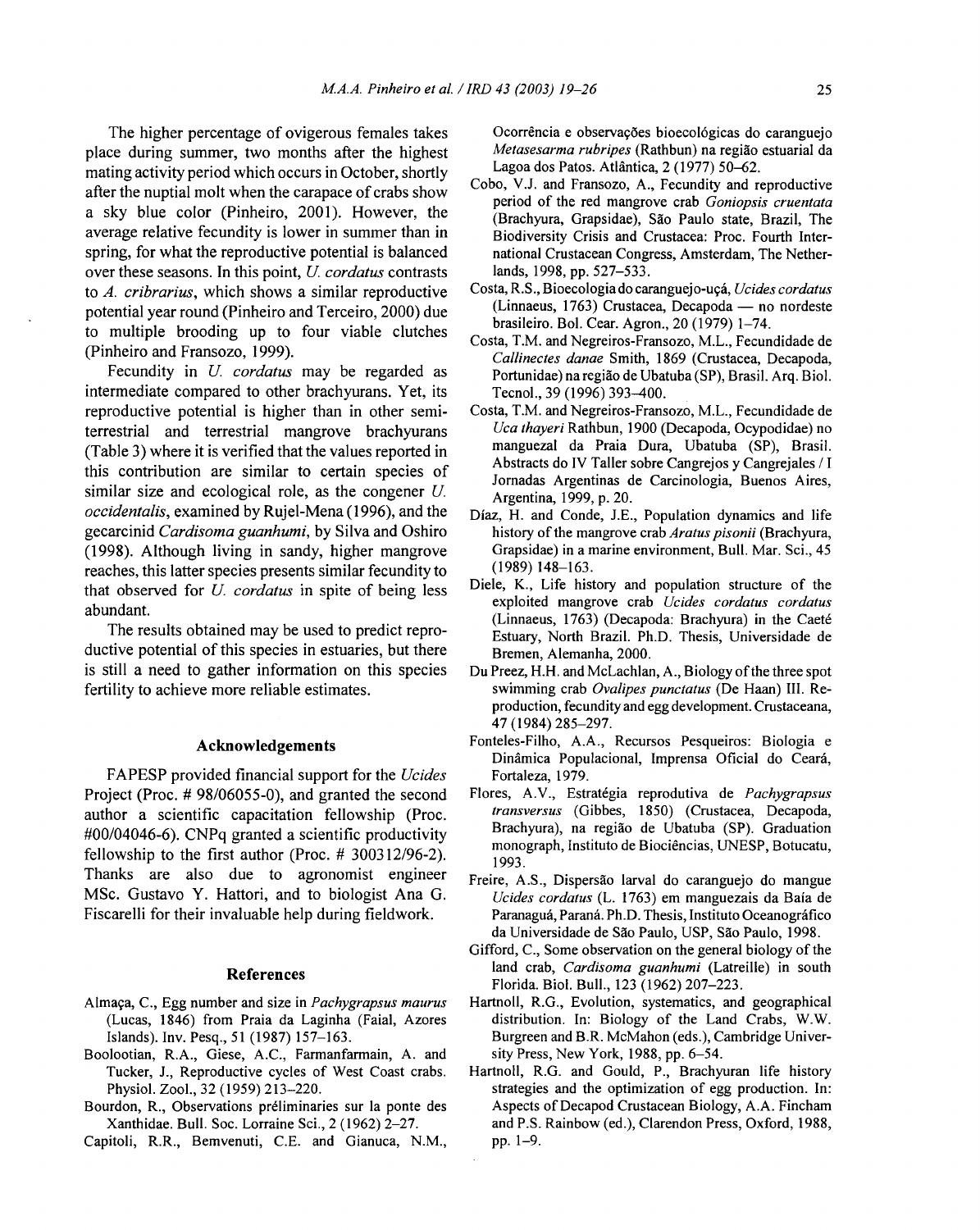The higher percentage of ovigerous females takes place during summer, two months after the highest mating activity period which occurs in October, shortly after the nuptial molt when the carapace of crabs show a sky blue color (Pinheiro, 2001). However, the average relative fecundity is lower in summer than in spring, for what the reproductive potential is balanced over these seasons. In this point, *U. cordatus* contrasts to *A. cribrarius*, which shows a similar reproductive potential year round (Pinheiro and Terceiro, 2000) due to multiple brooding up to four viable clutches (Pinheiro and Fransozo, 1999).

Fecundity in *U. cordatus* may be regarded as intermediate compared to other brachyurans. Yet, its reproductive potential is higher than in other semi-terrestrial and terrestrial mangrove brachyurans (Table 3) where it is verified that the values reported in this contribution are similar to certain species of similar size and ecological role, as the congener *U. occidentalis*, examined by Rujel-Mena (1996), and the gecarcinid *Cardisoma guanhumi*, by Silva and Oshiro (1998). Although living in sandy, higher mangrove reaches, this latter species presents similar fecundity to that observed for *U. cordatus* in spite of being less abundant.

The results obtained may be used to predict reproductive potential of this species in estuaries, but there is still a need to gather information on this species fertility to achieve more reliable estimates.

## Acknowledgements

FAPESP provided financial support for the *Ucides* Project (Proc. # 98/06055-0), and granted the second author a scientific capacitation fellowship (Proc. #00/04046-6). CNPq granted a scientific productivity fellowship to the first author (Proc. # 300312/96-2). Thanks are also due to agronomist engineer MSc. Gustavo Y. Hattori, and to biologist Ana G. Fiscarelli for their invaluable help during fieldwork.

## References

Almaça, C., Egg number and size in *Pachygrapsus maurus* (Lucas, 1846) from Praia da Laginha (Faial, Azores Islands). Inv. Pesq., 51 (1987) 157–163.

Boolootian, R.A., Giese, A.C., Farmanfarmain, A. and Tucker, J., Reproductive cycles of West Coast crabs. Physiol. Zool., 32 (1959) 213–220.

Bourdon, R., Observations préliminaries sur la ponte des Xanthidae. Bull. Soc. Lorraine Sci., 2 (1962) 2–27.

Capitoli, R.R., Bemvenuti, C.E. and Gianuca, N.M., Ocorrência e observações bioecológicas do caranguejo *Metasesarma rubripes* (Rathbun) na região estuarial da Lagoa dos Patos. Atlântica, 2 (1977) 50–62.

Cobo, V.J. and Fransozo, A., Fecundity and reproductive period of the red mangrove crab *Goniopsis cruentata* (Brachyura, Grapsidae), São Paulo state, Brazil, The Biodiversity Crisis and Crustacea: Proc. Fourth International Crustacean Congress, Amsterdam, The Netherlands, 1998, pp. 527–533.

Costa, R.S., Bioecologia do caranguejo-uçá, *Ucides cordatus* (Linnaeus, 1763) Crustacea, Decapoda — no nordeste brasileiro. Bol. Cear. Agron., 20 (1979) 1–74.

Costa, T.M. and Negreiros-Fransozo, M.L., Fecundidade de *Callinectes danae* Smith, 1869 (Crustacea, Decapoda, Portunidae) na região de Ubatuba (SP), Brasil. Arq. Biol. Tecnol., 39 (1996) 393–400.

Costa, T.M. and Negreiros-Fransozo, M.L., Fecundidade de *Uca thayeri* Rathbun, 1900 (Decapoda, Ocypodidae) no manguezal da Praia Dura, Ubatuba (SP), Brasil. Abstracts do IV Taller sobre Cangrejos y Cangrejales / I Jornadas Argentinas de Carcinologia, Buenos Aires, Argentina, 1999, p. 20.

Díaz, H. and Conde, J.E., Population dynamics and life history of the mangrove crab *Aratus pisonii* (Brachyura, Grapsidae) in a marine environment, Bull. Mar. Sci., 45 (1989) 148–163.

Diele, K., Life history and population structure of the exploited mangrove crab *Ucides cordatus cordatus* (Linnaeus, 1763) (Decapoda: Brachyura) in the Caeté Estuary, North Brazil. Ph.D. Thesis, Universidade de Bremen, Alemanha, 2000.

Du Preez, H.H. and McLachlan, A., Biology of the three spot swimming crab *Ovalipes punctatus* (De Haan) III. Reproduction, fecundity and egg development. Crustaceana, 47 (1984) 285–297.

Fonteles-Filho, A.A., Recursos Pesqueiros: Biologia e Dinâmica Populacional, Imprensa Oficial do Ceará, Fortaleza, 1979.

Flores, A.V., Estratégia reprodutiva de *Pachygrapsus transversus* (Gibbes, 1850) (Crustacea, Decapoda, Brachyura), na região de Ubatuba (SP). Graduation monograph, Instituto de Biociências, UNESP, Botucatu, 1993.

Freire, A.S., Dispersão larval do caranguejo do mangue *Ucides cordatus* (L. 1763) em manguezais da Baía de Paranaguá, Paraná. Ph.D. Thesis, Instituto Oceanográfico da Universidade de São Paulo, USP, São Paulo, 1998.

Gifford, C., Some observation on the general biology of the land crab, *Cardisoma guanhumi* (Latreille) in south Florida. Biol. Bull., 123 (1962) 207–223.

Hartnoll, R.G., Evolution, systematics, and geographical distribution. In: Biology of the Land Crabs, W.W. Burgreen and B.R. McMahon (eds.), Cambridge University Press, New York, 1988, pp. 6–54.

Hartnoll, R.G. and Gould, P., Brachyuran life history strategies and the optimization of egg production. In: Aspects of Decapod Crustacean Biology, A.A. Fincham and P.S. Rainbow (ed.), Clarendon Press, Oxford, 1988, pp. 1–9.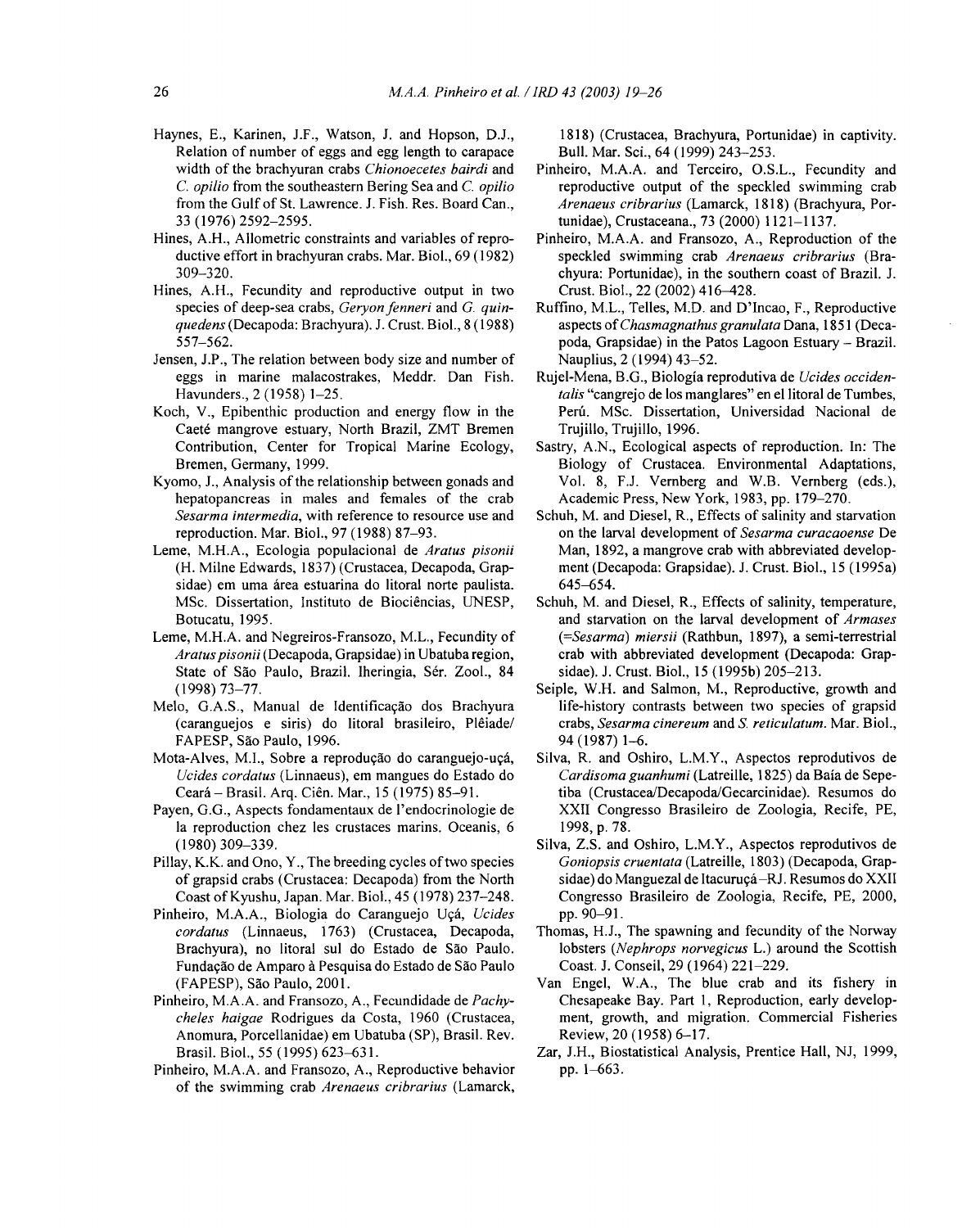Haynes, E., Karinen, J.F., Watson, J. and Hopson, D.J., Relation of number of eggs and egg length to carapace width of the brachyuran crabs *Chionoecetes bairdi* and *C. opilio* from the southeastern Bering Sea and *C. opilio* from the Gulf of St. Lawrence. J. Fish. Res. Board Can., 33 (1976) 2592–2595.

Hines, A.H., Allometric constraints and variables of reproductive effort in brachyuran crabs. Mar. Biol., 69 (1982) 309–320.

Hines, A.H., Fecundity and reproductive output in two species of deep-sea crabs, *Geryon fenneri* and *G. quinquedens* (Decapoda: Brachyura). J. Crust. Biol., 8 (1988) 557–562.

Jensen, J.P., The relation between body size and number of eggs in marine malacostrakes, Meddr. Dan Fish. Havunders., 2 (1958) 1–25.

Koch, V., Epibenthic production and energy flow in the Caeté mangrove estuary, North Brazil, ZMT Bremen Contribution, Center for Tropical Marine Ecology, Bremen, Germany, 1999.

Kyomo, J., Analysis of the relationship between gonads and hepatopancreas in males and females of the crab *Sesarma intermedia*, with reference to resource use and reproduction. Mar. Biol., 97 (1988) 87–93.

Leme, M.H.A., Ecologia populacional de *Aratus pisonii* (H. Milne Edwards, 1837) (Crustacea, Decapoda, Grapsidae) em uma área estuarina do litoral norte paulista. MSc. Dissertation, Instituto de Biociências, UNESP, Botucatu, 1995.

Leme, M.H.A. and Negreiros-Fransozo, M.L., Fecundity of *Aratus pisonii* (Decapoda, Grapsidae) in Ubatuba region, State of São Paulo, Brazil. Iheringia, Sér. Zool., 84 (1998) 73–77.

Melo, G.A.S., Manual de Identificação dos Brachyura (caranguejos e siris) do litoral brasileiro, Plêiade/FAPESP, São Paulo, 1996.

Mota-Alves, M.I., Sobre a reprodução do caranguejo-uçá, *Ucides cordatus* (Linnaeus), em mangues do Estado do Ceará – Brasil. Arq. Ciên. Mar., 15 (1975) 85–91.

Payen, G.G., Aspects fondamentaux de l'endocrinologie de la reproduction chez les crustaces marins. Oceanis, 6 (1980) 309–339.

Pillay, K.K. and Ono, Y., The breeding cycles of two species of grapsid crabs (Crustacea: Decapoda) from the North Coast of Kyushu, Japan. Mar. Biol., 45 (1978) 237–248.

Pinheiro, M.A.A., Biologia do Caranguejo Uçá, *Ucides cordatus* (Linnaeus, 1763) (Crustacea, Decapoda, Brachyura), no litoral sul do Estado de São Paulo. Fundação de Amparo à Pesquisa do Estado de São Paulo (FAPESP), São Paulo, 2001.

Pinheiro, M.A.A. and Fransozo, A., Fecundidade de *Pachycheles haigae* Rodrigues da Costa, 1960 (Crustacea, Anomura, Porcellanidae) em Ubatuba (SP), Brasil. Rev. Brasil. Biol., 55 (1995) 623–631.

Pinheiro, M.A.A. and Fransozo, A., Reproductive behavior of the swimming crab *Arenaeus cribrarius* (Lamarck, 1818) (Crustacea, Brachyura, Portunidae) in captivity. Bull. Mar. Sci., 64 (1999) 243–253.

Pinheiro, M.A.A. and Terceiro, O.S.L., Fecundity and reproductive output of the speckled swimming crab *Arenaeus cribrarius* (Lamarck, 1818) (Brachyura, Portunidae), Crustaceana., 73 (2000) 1121–1137.

Pinheiro, M.A.A. and Fransozo, A., Reproduction of the speckled swimming crab *Arenaeus cribrarius* (Brachyura: Portunidae), in the southern coast of Brazil. J. Crust. Biol., 22 (2002) 416–428.

Ruffino, M.L., Telles, M.D. and D'Incao, F., Reproductive aspects of *Chasmagnathus granulata* Dana, 1851 (Decapoda, Grapsidae) in the Patos Lagoon Estuary – Brazil. Nauplius, 2 (1994) 43–52.

Rujel-Mena, B.G., Biología reprodutiva de *Ucides occidentalis* "cangrejo de los manglares" en el litoral de Tumbes, Perú. MSc. Dissertation, Universidad Nacional de Trujillo, Trujillo, 1996.

Sastry, A.N., Ecological aspects of reproduction. In: The Biology of Crustacea. Environmental Adaptations, Vol. 8, F.J. Vernberg and W.B. Vernberg (eds.), Academic Press, New York, 1983, pp. 179–270.

Schuh, M. and Diesel, R., Effects of salinity and starvation on the larval development of *Sesarma curacaoense* De Man, 1892, a mangrove crab with abbreviated development (Decapoda: Grapsidae). J. Crust. Biol., 15 (1995a) 645–654.

Schuh, M. and Diesel, R., Effects of salinity, temperature, and starvation on the larval development of *Armases* (=*Sesarma*) *miersii* (Rathbun, 1897), a semi-terrestrial crab with abbreviated development (Decapoda: Grapsidae). J. Crust. Biol., 15 (1995b) 205–213.

Seiple, W.H. and Salmon, M., Reproductive, growth and life-history contrasts between two species of grapsid crabs, *Sesarma cinereum* and *S. reticulatum*. Mar. Biol., 94 (1987) 1–6.

Silva, R. and Oshiro, L.M.Y., Aspectos reprodutivos de *Cardisoma guanhumi* (Latreille, 1825) da Baía de Sepetiba (Crustacea/Decapoda/Gecarcinidae). Resumos do XXII Congresso Brasileiro de Zoologia, Recife, PE, 1998, p. 78.

Silva, Z.S. and Oshiro, L.M.Y., Aspectos reprodutivos de *Goniopsis cruentata* (Latreille, 1803) (Decapoda, Grapsidae) do Manguezal de Itacuruçá–RJ. Resumos do XXII Congresso Brasileiro de Zoologia, Recife, PE, 2000, pp. 90–91.

Thomas, H.J., The spawning and fecundity of the Norway lobsters (*Nephrops norvegicus* L.) around the Scottish Coast. J. Conseil, 29 (1964) 221–229.

Van Engel, W.A., The blue crab and its fishery in Chesapeake Bay. Part 1, Reproduction, early development, growth, and migration. Commercial Fisheries Review, 20 (1958) 6–17.

Zar, J.H., Biostatistical Analysis, Prentice Hall, NJ, 1999, pp. 1–663.